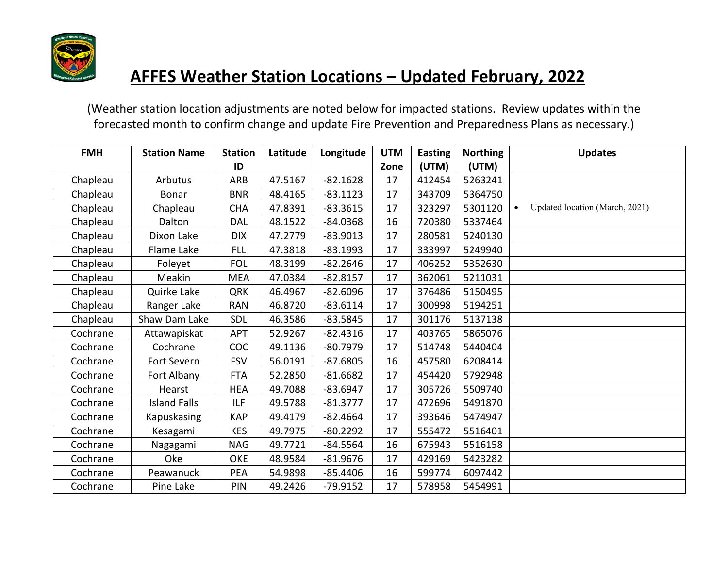# AFFES Weather Station Locations – Updated February, 2022

(Weather station location adjustments are noted below for impacted stations. Review updates within the forecasted month to confirm change and update Fire Prevention and Preparedness Plans as necessary.)

| FMH | Station Name | Station ID | Latitude | Longitude | UTM Zone | Easting (UTM) | Northing (UTM) | Updates |
|---|---|---|---|---|---|---|---|---|
| Chapleau | Arbutus | ARB | 47.5167 | -82.1628 | 17 | 412454 | 5263241 | |
| Chapleau | Bonar | BNR | 48.4165 | -83.1123 | 17 | 343709 | 5364750 | |
| Chapleau | Chapleau | CHA | 47.8391 | -83.3615 | 17 | 323297 | 5301120 | • Updated location (March, 2021) |
| Chapleau | Dalton | DAL | 48.1522 | -84.0368 | 16 | 720380 | 5337464 | |
| Chapleau | Dixon Lake | DIX | 47.2779 | -83.9013 | 17 | 280581 | 5240130 | |
| Chapleau | Flame Lake | FLL | 47.3818 | -83.1993 | 17 | 333997 | 5249940 | |
| Chapleau | Foleyet | FOL | 48.3199 | -82.2646 | 17 | 406252 | 5352630 | |
| Chapleau | Meakin | MEA | 47.0384 | -82.8157 | 17 | 362061 | 5211031 | |
| Chapleau | Quirke Lake | QRK | 46.4967 | -82.6096 | 17 | 376486 | 5150495 | |
| Chapleau | Ranger Lake | RAN | 46.8720 | -83.6114 | 17 | 300998 | 5194251 | |
| Chapleau | Shaw Dam Lake | SDL | 46.3586 | -83.5845 | 17 | 301176 | 5137138 | |
| Cochrane | Attawapiskat | APT | 52.9267 | -82.4316 | 17 | 403765 | 5865076 | |
| Cochrane | Cochrane | COC | 49.1136 | -80.7979 | 17 | 514748 | 5440404 | |
| Cochrane | Fort Severn | FSV | 56.0191 | -87.6805 | 16 | 457580 | 6208414 | |
| Cochrane | Fort Albany | FTA | 52.2850 | -81.6682 | 17 | 454420 | 5792948 | |
| Cochrane | Hearst | HEA | 49.7088 | -83.6947 | 17 | 305726 | 5509740 | |
| Cochrane | Island Falls | ILF | 49.5788 | -81.3777 | 17 | 472696 | 5491870 | |
| Cochrane | Kapuskasing | KAP | 49.4179 | -82.4664 | 17 | 393646 | 5474947 | |
| Cochrane | Kesagami | KES | 49.7975 | -80.2292 | 17 | 555472 | 5516401 | |
| Cochrane | Nagagami | NAG | 49.7721 | -84.5564 | 16 | 675943 | 5516158 | |
| Cochrane | Oke | OKE | 48.9584 | -81.9676 | 17 | 429169 | 5423282 | |
| Cochrane | Peawanuck | PEA | 54.9898 | -85.4406 | 16 | 599774 | 6097442 | |
| Cochrane | Pine Lake | PIN | 49.2426 | -79.9152 | 17 | 578958 | 5454991 | |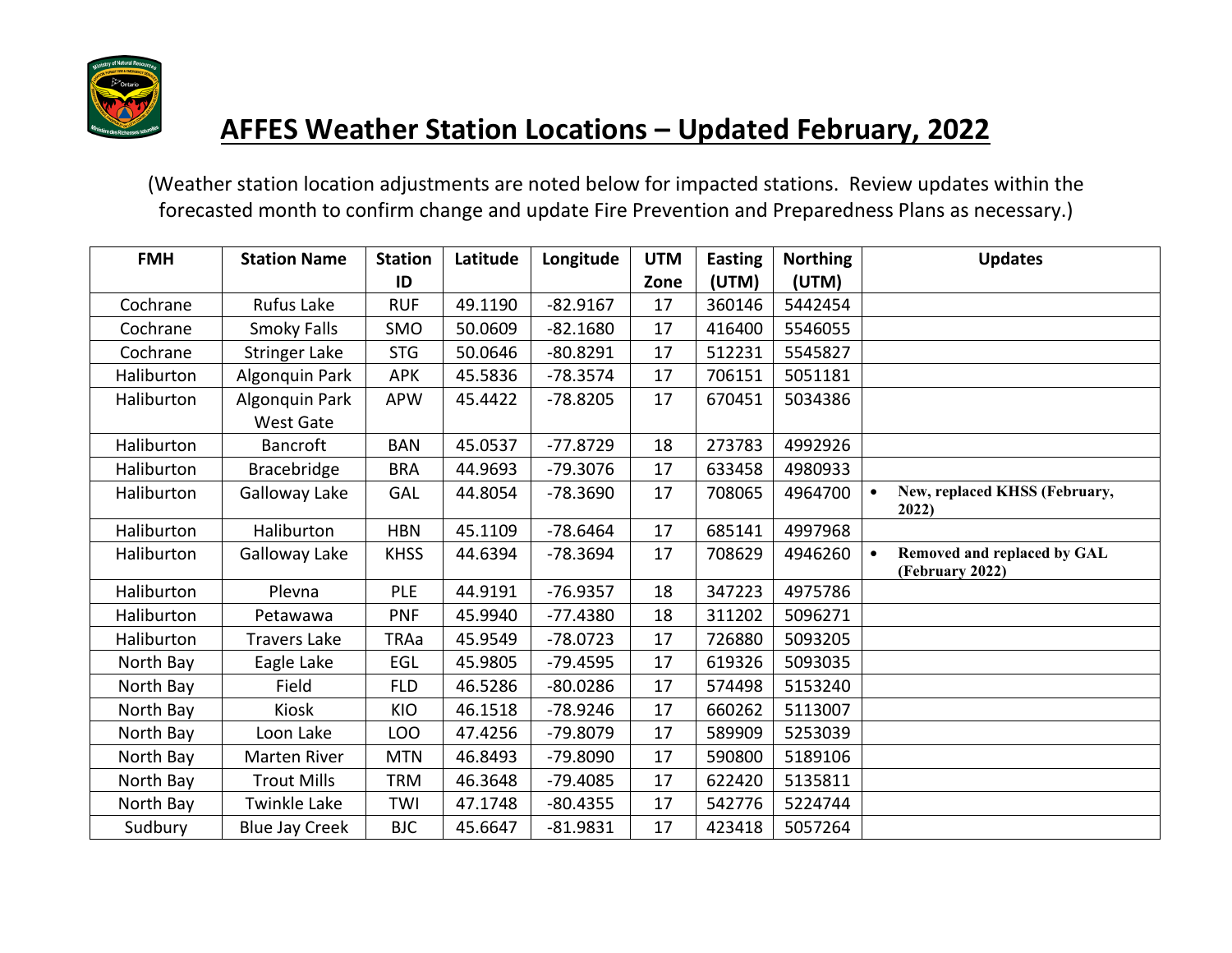# AFFES Weather Station Locations – Updated February, 2022

(Weather station location adjustments are noted below for impacted stations. Review updates within the forecasted month to confirm change and update Fire Prevention and Preparedness Plans as necessary.)

| FMH | Station Name | Station ID | Latitude | Longitude | UTM Zone | Easting (UTM) | Northing (UTM) | Updates |
|---|---|---|---|---|---|---|---|---|
| Cochrane | Rufus Lake | RUF | 49.1190 | -82.9167 | 17 | 360146 | 5442454 | |
| Cochrane | Smoky Falls | SMO | 50.0609 | -82.1680 | 17 | 416400 | 5546055 | |
| Cochrane | Stringer Lake | STG | 50.0646 | -80.8291 | 17 | 512231 | 5545827 | |
| Haliburton | Algonquin Park | APK | 45.5836 | -78.3574 | 17 | 706151 | 5051181 | |
| Haliburton | Algonquin Park West Gate | APW | 45.4422 | -78.8205 | 17 | 670451 | 5034386 | |
| Haliburton | Bancroft | BAN | 45.0537 | -77.8729 | 18 | 273783 | 4992926 | |
| Haliburton | Bracebridge | BRA | 44.9693 | -79.3076 | 17 | 633458 | 4980933 | |
| Haliburton | Galloway Lake | GAL | 44.8054 | -78.3690 | 17 | 708065 | 4964700 | • **New, replaced KHSS (February, 2022)** |
| Haliburton | Haliburton | HBN | 45.1109 | -78.6464 | 17 | 685141 | 4997968 | |
| Haliburton | Galloway Lake | KHSS | 44.6394 | -78.3694 | 17 | 708629 | 4946260 | • **Removed and replaced by GAL (February 2022)** |
| Haliburton | Plevna | PLE | 44.9191 | -76.9357 | 18 | 347223 | 4975786 | |
| Haliburton | Petawawa | PNF | 45.9940 | -77.4380 | 18 | 311202 | 5096271 | |
| Haliburton | Travers Lake | TRAa | 45.9549 | -78.0723 | 17 | 726880 | 5093205 | |
| North Bay | Eagle Lake | EGL | 45.9805 | -79.4595 | 17 | 619326 | 5093035 | |
| North Bay | Field | FLD | 46.5286 | -80.0286 | 17 | 574498 | 5153240 | |
| North Bay | Kiosk | KIO | 46.1518 | -78.9246 | 17 | 660262 | 5113007 | |
| North Bay | Loon Lake | LOO | 47.4256 | -79.8079 | 17 | 589909 | 5253039 | |
| North Bay | Marten River | MTN | 46.8493 | -79.8090 | 17 | 590800 | 5189106 | |
| North Bay | Trout Mills | TRM | 46.3648 | -79.4085 | 17 | 622420 | 5135811 | |
| North Bay | Twinkle Lake | TWI | 47.1748 | -80.4355 | 17 | 542776 | 5224744 | |
| Sudbury | Blue Jay Creek | BJC | 45.6647 | -81.9831 | 17 | 423418 | 5057264 | |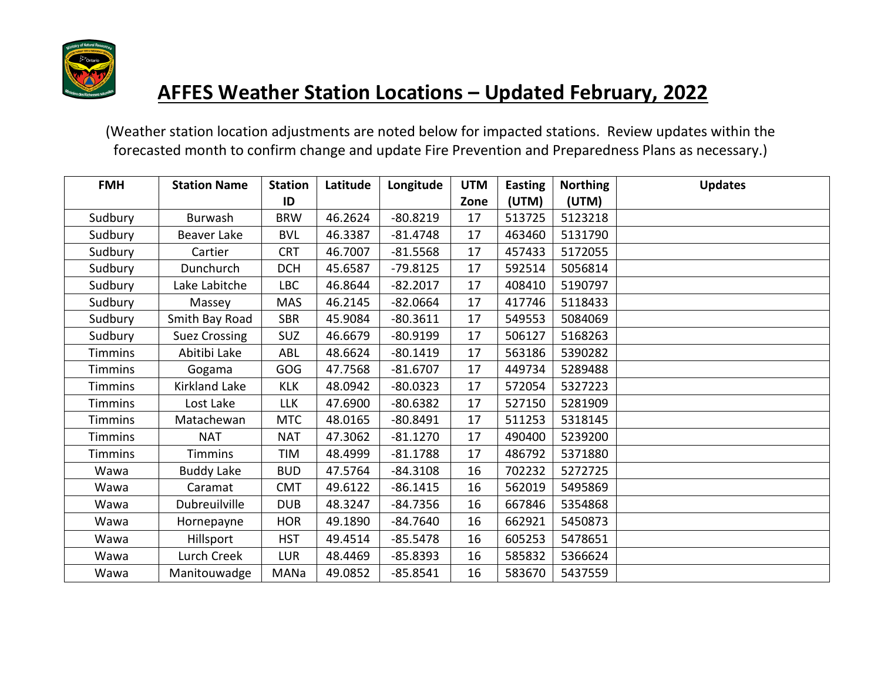# AFFES Weather Station Locations – Updated February, 2022

(Weather station location adjustments are noted below for impacted stations. Review updates within the forecasted month to confirm change and update Fire Prevention and Preparedness Plans as necessary.)

| FMH | Station Name | Station ID | Latitude | Longitude | UTM Zone | Easting (UTM) | Northing (UTM) | Updates |
|---|---|---|---|---|---|---|---|---|
| Sudbury | Burwash | BRW | 46.2624 | -80.8219 | 17 | 513725 | 5123218 | |
| Sudbury | Beaver Lake | BVL | 46.3387 | -81.4748 | 17 | 463460 | 5131790 | |
| Sudbury | Cartier | CRT | 46.7007 | -81.5568 | 17 | 457433 | 5172055 | |
| Sudbury | Dunchurch | DCH | 45.6587 | -79.8125 | 17 | 592514 | 5056814 | |
| Sudbury | Lake Labitche | LBC | 46.8644 | -82.2017 | 17 | 408410 | 5190797 | |
| Sudbury | Massey | MAS | 46.2145 | -82.0664 | 17 | 417746 | 5118433 | |
| Sudbury | Smith Bay Road | SBR | 45.9084 | -80.3611 | 17 | 549553 | 5084069 | |
| Sudbury | Suez Crossing | SUZ | 46.6679 | -80.9199 | 17 | 506127 | 5168263 | |
| Timmins | Abitibi Lake | ABL | 48.6624 | -80.1419 | 17 | 563186 | 5390282 | |
| Timmins | Gogama | GOG | 47.7568 | -81.6707 | 17 | 449734 | 5289488 | |
| Timmins | Kirkland Lake | KLK | 48.0942 | -80.0323 | 17 | 572054 | 5327223 | |
| Timmins | Lost Lake | LLK | 47.6900 | -80.6382 | 17 | 527150 | 5281909 | |
| Timmins | Matachewan | MTC | 48.0165 | -80.8491 | 17 | 511253 | 5318145 | |
| Timmins | NAT | NAT | 47.3062 | -81.1270 | 17 | 490400 | 5239200 | |
| Timmins | Timmins | TIM | 48.4999 | -81.1788 | 17 | 486792 | 5371880 | |
| Wawa | Buddy Lake | BUD | 47.5764 | -84.3108 | 16 | 702232 | 5272725 | |
| Wawa | Caramat | CMT | 49.6122 | -86.1415 | 16 | 562019 | 5495869 | |
| Wawa | Dubreuilville | DUB | 48.3247 | -84.7356 | 16 | 667846 | 5354868 | |
| Wawa | Hornepayne | HOR | 49.1890 | -84.7640 | 16 | 662921 | 5450873 | |
| Wawa | Hillsport | HST | 49.4514 | -85.5478 | 16 | 605253 | 5478651 | |
| Wawa | Lurch Creek | LUR | 48.4469 | -85.8393 | 16 | 585832 | 5366624 | |
| Wawa | Manitouwadge | MANa | 49.0852 | -85.8541 | 16 | 583670 | 5437559 | |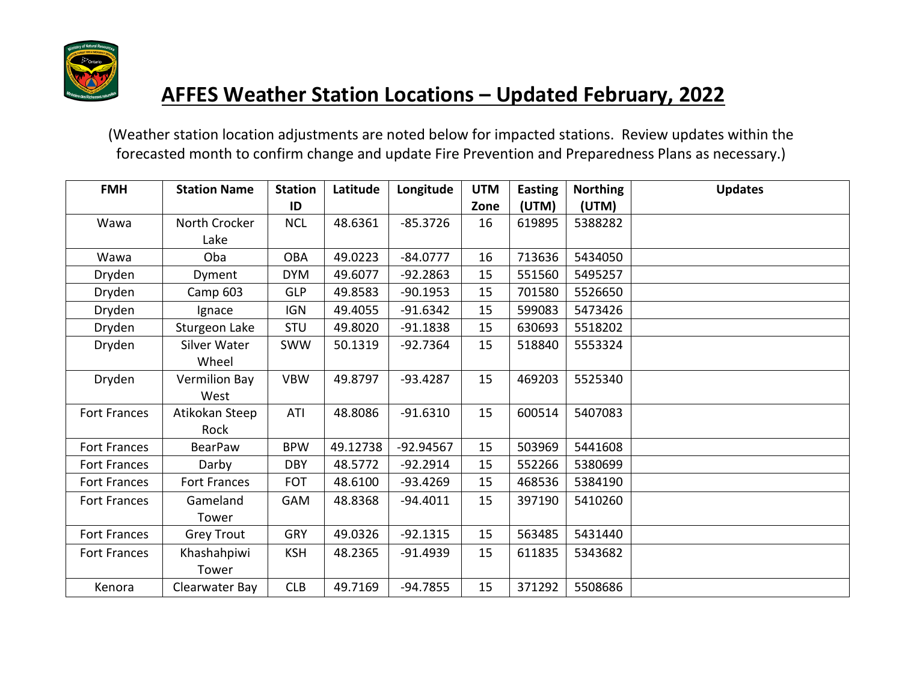# AFFES Weather Station Locations – Updated February, 2022

(Weather station location adjustments are noted below for impacted stations. Review updates within the forecasted month to confirm change and update Fire Prevention and Preparedness Plans as necessary.)

| FMH | Station Name | Station ID | Latitude | Longitude | UTM Zone | Easting (UTM) | Northing (UTM) | Updates |
|---|---|---|---|---|---|---|---|---|
| Wawa | North Crocker Lake | NCL | 48.6361 | -85.3726 | 16 | 619895 | 5388282 | |
| Wawa | Oba | OBA | 49.0223 | -84.0777 | 16 | 713636 | 5434050 | |
| Dryden | Dyment | DYM | 49.6077 | -92.2863 | 15 | 551560 | 5495257 | |
| Dryden | Camp 603 | GLP | 49.8583 | -90.1953 | 15 | 701580 | 5526650 | |
| Dryden | Ignace | IGN | 49.4055 | -91.6342 | 15 | 599083 | 5473426 | |
| Dryden | Sturgeon Lake | STU | 49.8020 | -91.1838 | 15 | 630693 | 5518202 | |
| Dryden | Silver Water Wheel | SWW | 50.1319 | -92.7364 | 15 | 518840 | 5553324 | |
| Dryden | Vermilion Bay West | VBW | 49.8797 | -93.4287 | 15 | 469203 | 5525340 | |
| Fort Frances | Atikokan Steep Rock | ATI | 48.8086 | -91.6310 | 15 | 600514 | 5407083 | |
| Fort Frances | BearPaw | BPW | 49.12738 | -92.94567 | 15 | 503969 | 5441608 | |
| Fort Frances | Darby | DBY | 48.5772 | -92.2914 | 15 | 552266 | 5380699 | |
| Fort Frances | Fort Frances | FOT | 48.6100 | -93.4269 | 15 | 468536 | 5384190 | |
| Fort Frances | Gameland Tower | GAM | 48.8368 | -94.4011 | 15 | 397190 | 5410260 | |
| Fort Frances | Grey Trout | GRY | 49.0326 | -92.1315 | 15 | 563485 | 5431440 | |
| Fort Frances | Khashahpiwi Tower | KSH | 48.2365 | -91.4939 | 15 | 611835 | 5343682 | |
| Kenora | Clearwater Bay | CLB | 49.7169 | -94.7855 | 15 | 371292 | 5508686 | |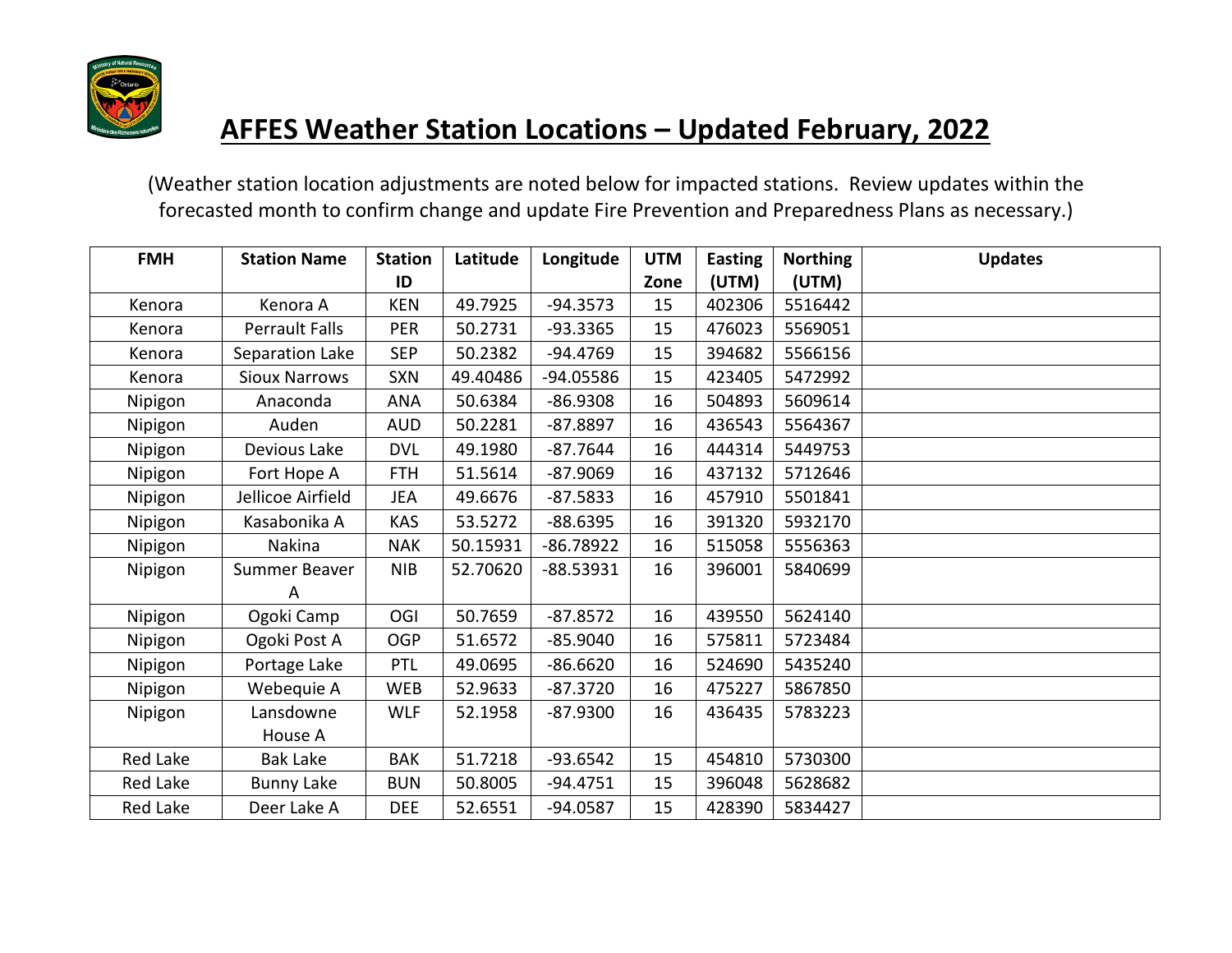# AFFES Weather Station Locations – Updated February, 2022

(Weather station location adjustments are noted below for impacted stations. Review updates within the forecasted month to confirm change and update Fire Prevention and Preparedness Plans as necessary.)

| FMH | Station Name | Station ID | Latitude | Longitude | UTM Zone | Easting (UTM) | Northing (UTM) | Updates |
|---|---|---|---|---|---|---|---|---|
| Kenora | Kenora A | KEN | 49.7925 | -94.3573 | 15 | 402306 | 5516442 | |
| Kenora | Perrault Falls | PER | 50.2731 | -93.3365 | 15 | 476023 | 5569051 | |
| Kenora | Separation Lake | SEP | 50.2382 | -94.4769 | 15 | 394682 | 5566156 | |
| Kenora | Sioux Narrows | SXN | 49.40486 | -94.05586 | 15 | 423405 | 5472992 | |
| Nipigon | Anaconda | ANA | 50.6384 | -86.9308 | 16 | 504893 | 5609614 | |
| Nipigon | Auden | AUD | 50.2281 | -87.8897 | 16 | 436543 | 5564367 | |
| Nipigon | Devious Lake | DVL | 49.1980 | -87.7644 | 16 | 444314 | 5449753 | |
| Nipigon | Fort Hope A | FTH | 51.5614 | -87.9069 | 16 | 437132 | 5712646 | |
| Nipigon | Jellicoe Airfield | JEA | 49.6676 | -87.5833 | 16 | 457910 | 5501841 | |
| Nipigon | Kasabonika A | KAS | 53.5272 | -88.6395 | 16 | 391320 | 5932170 | |
| Nipigon | Nakina | NAK | 50.15931 | -86.78922 | 16 | 515058 | 5556363 | |
| Nipigon | Summer Beaver A | NIB | 52.70620 | -88.53931 | 16 | 396001 | 5840699 | |
| Nipigon | Ogoki Camp | OGI | 50.7659 | -87.8572 | 16 | 439550 | 5624140 | |
| Nipigon | Ogoki Post A | OGP | 51.6572 | -85.9040 | 16 | 575811 | 5723484 | |
| Nipigon | Portage Lake | PTL | 49.0695 | -86.6620 | 16 | 524690 | 5435240 | |
| Nipigon | Webequie A | WEB | 52.9633 | -87.3720 | 16 | 475227 | 5867850 | |
| Nipigon | Lansdowne House A | WLF | 52.1958 | -87.9300 | 16 | 436435 | 5783223 | |
| Red Lake | Bak Lake | BAK | 51.7218 | -93.6542 | 15 | 454810 | 5730300 | |
| Red Lake | Bunny Lake | BUN | 50.8005 | -94.4751 | 15 | 396048 | 5628682 | |
| Red Lake | Deer Lake A | DEE | 52.6551 | -94.0587 | 15 | 428390 | 5834427 | |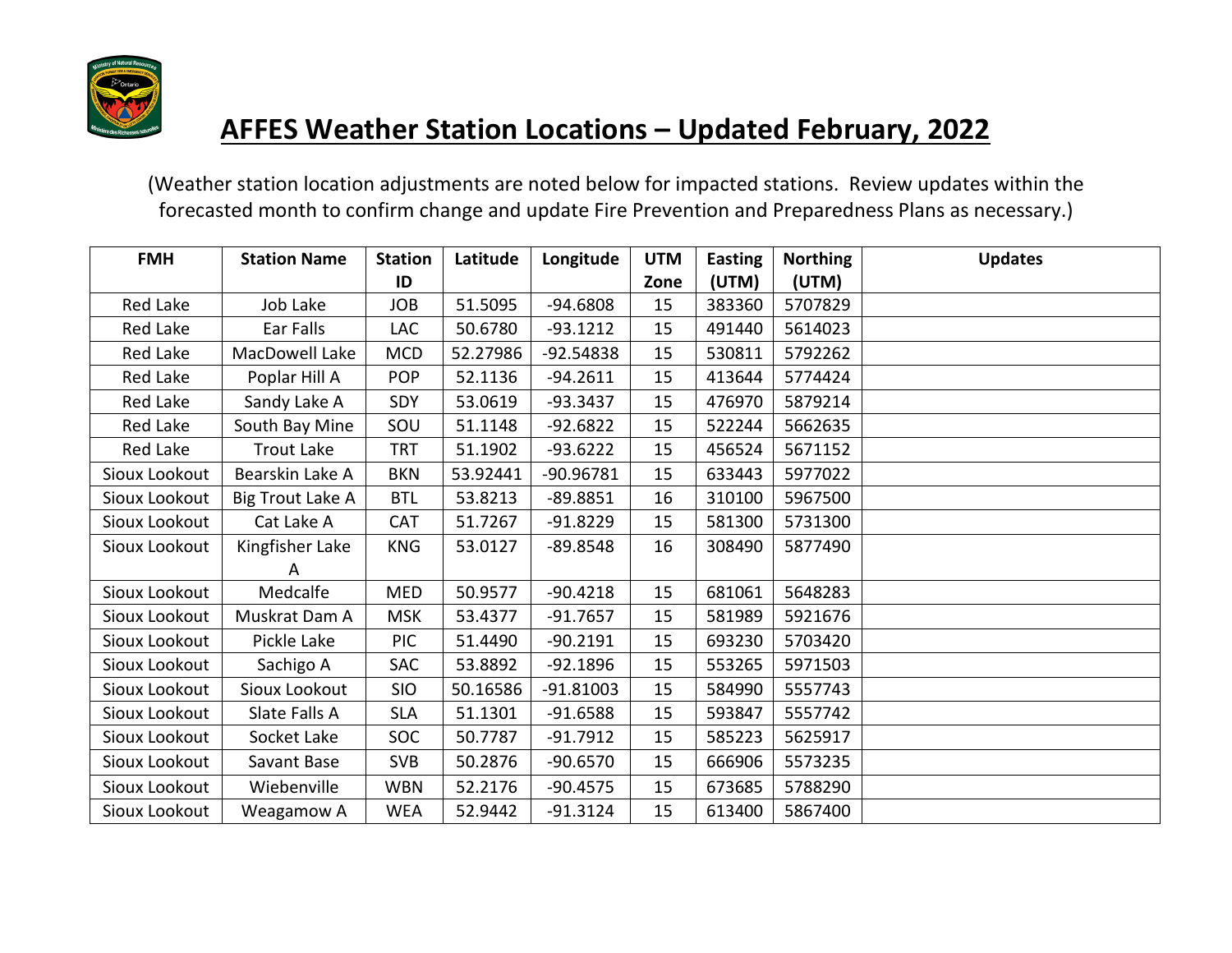# AFFES Weather Station Locations – Updated February, 2022

(Weather station location adjustments are noted below for impacted stations. Review updates within the forecasted month to confirm change and update Fire Prevention and Preparedness Plans as necessary.)

| FMH | Station Name | Station ID | Latitude | Longitude | UTM Zone | Easting (UTM) | Northing (UTM) | Updates |
|---|---|---|---|---|---|---|---|---|
| Red Lake | Job Lake | JOB | 51.5095 | -94.6808 | 15 | 383360 | 5707829 | |
| Red Lake | Ear Falls | LAC | 50.6780 | -93.1212 | 15 | 491440 | 5614023 | |
| Red Lake | MacDowell Lake | MCD | 52.27986 | -92.54838 | 15 | 530811 | 5792262 | |
| Red Lake | Poplar Hill A | POP | 52.1136 | -94.2611 | 15 | 413644 | 5774424 | |
| Red Lake | Sandy Lake A | SDY | 53.0619 | -93.3437 | 15 | 476970 | 5879214 | |
| Red Lake | South Bay Mine | SOU | 51.1148 | -92.6822 | 15 | 522244 | 5662635 | |
| Red Lake | Trout Lake | TRT | 51.1902 | -93.6222 | 15 | 456524 | 5671152 | |
| Sioux Lookout | Bearskin Lake A | BKN | 53.92441 | -90.96781 | 15 | 633443 | 5977022 | |
| Sioux Lookout | Big Trout Lake A | BTL | 53.8213 | -89.8851 | 16 | 310100 | 5967500 | |
| Sioux Lookout | Cat Lake A | CAT | 51.7267 | -91.8229 | 15 | 581300 | 5731300 | |
| Sioux Lookout | Kingfisher Lake A | KNG | 53.0127 | -89.8548 | 16 | 308490 | 5877490 | |
| Sioux Lookout | Medcalfe | MED | 50.9577 | -90.4218 | 15 | 681061 | 5648283 | |
| Sioux Lookout | Muskrat Dam A | MSK | 53.4377 | -91.7657 | 15 | 581989 | 5921676 | |
| Sioux Lookout | Pickle Lake | PIC | 51.4490 | -90.2191 | 15 | 693230 | 5703420 | |
| Sioux Lookout | Sachigo A | SAC | 53.8892 | -92.1896 | 15 | 553265 | 5971503 | |
| Sioux Lookout | Sioux Lookout | SIO | 50.16586 | -91.81003 | 15 | 584990 | 5557743 | |
| Sioux Lookout | Slate Falls A | SLA | 51.1301 | -91.6588 | 15 | 593847 | 5557742 | |
| Sioux Lookout | Socket Lake | SOC | 50.7787 | -91.7912 | 15 | 585223 | 5625917 | |
| Sioux Lookout | Savant Base | SVB | 50.2876 | -90.6570 | 15 | 666906 | 5573235 | |
| Sioux Lookout | Wiebenville | WBN | 52.2176 | -90.4575 | 15 | 673685 | 5788290 | |
| Sioux Lookout | Weagamow A | WEA | 52.9442 | -91.3124 | 15 | 613400 | 5867400 | |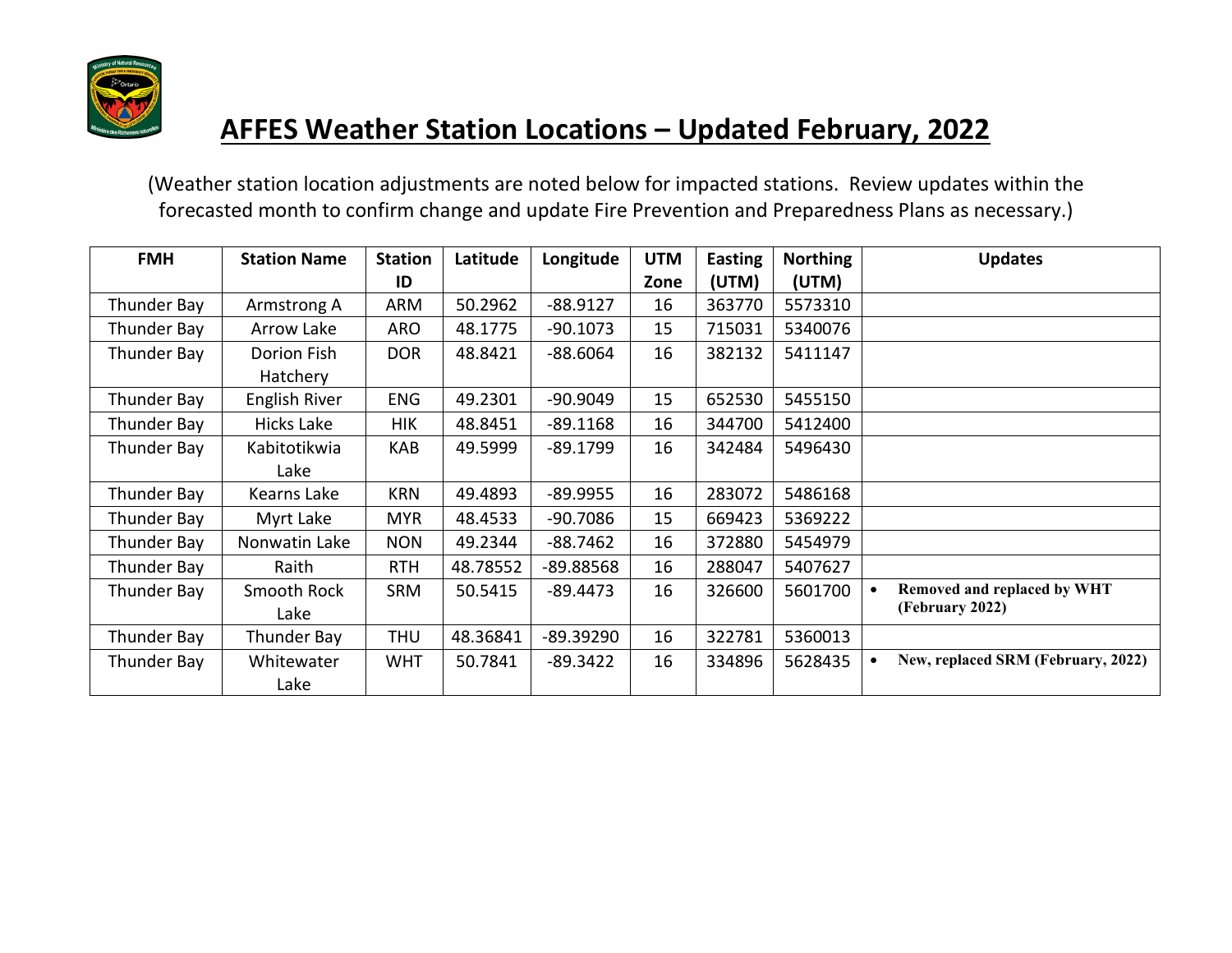# AFFES Weather Station Locations – Updated February, 2022

(Weather station location adjustments are noted below for impacted stations. Review updates within the forecasted month to confirm change and update Fire Prevention and Preparedness Plans as necessary.)

| FMH | Station Name | Station ID | Latitude | Longitude | UTM Zone | Easting (UTM) | Northing (UTM) | Updates |
|---|---|---|---|---|---|---|---|---|
| Thunder Bay | Armstrong A | ARM | 50.2962 | -88.9127 | 16 | 363770 | 5573310 | |
| Thunder Bay | Arrow Lake | ARO | 48.1775 | -90.1073 | 15 | 715031 | 5340076 | |
| Thunder Bay | Dorion Fish Hatchery | DOR | 48.8421 | -88.6064 | 16 | 382132 | 5411147 | |
| Thunder Bay | English River | ENG | 49.2301 | -90.9049 | 15 | 652530 | 5455150 | |
| Thunder Bay | Hicks Lake | HIK | 48.8451 | -89.1168 | 16 | 344700 | 5412400 | |
| Thunder Bay | Kabitotikwia Lake | KAB | 49.5999 | -89.1799 | 16 | 342484 | 5496430 | |
| Thunder Bay | Kearns Lake | KRN | 49.4893 | -89.9955 | 16 | 283072 | 5486168 | |
| Thunder Bay | Myrt Lake | MYR | 48.4533 | -90.7086 | 15 | 669423 | 5369222 | |
| Thunder Bay | Nonwatin Lake | NON | 49.2344 | -88.7462 | 16 | 372880 | 5454979 | |
| Thunder Bay | Raith | RTH | 48.78552 | -89.88568 | 16 | 288047 | 5407627 | |
| Thunder Bay | Smooth Rock Lake | SRM | 50.5415 | -89.4473 | 16 | 326600 | 5601700 | • **Removed and replaced by WHT (February 2022)** |
| Thunder Bay | Thunder Bay | THU | 48.36841 | -89.39290 | 16 | 322781 | 5360013 | |
| Thunder Bay | Whitewater Lake | WHT | 50.7841 | -89.3422 | 16 | 334896 | 5628435 | • **New, replaced SRM (February, 2022)** |